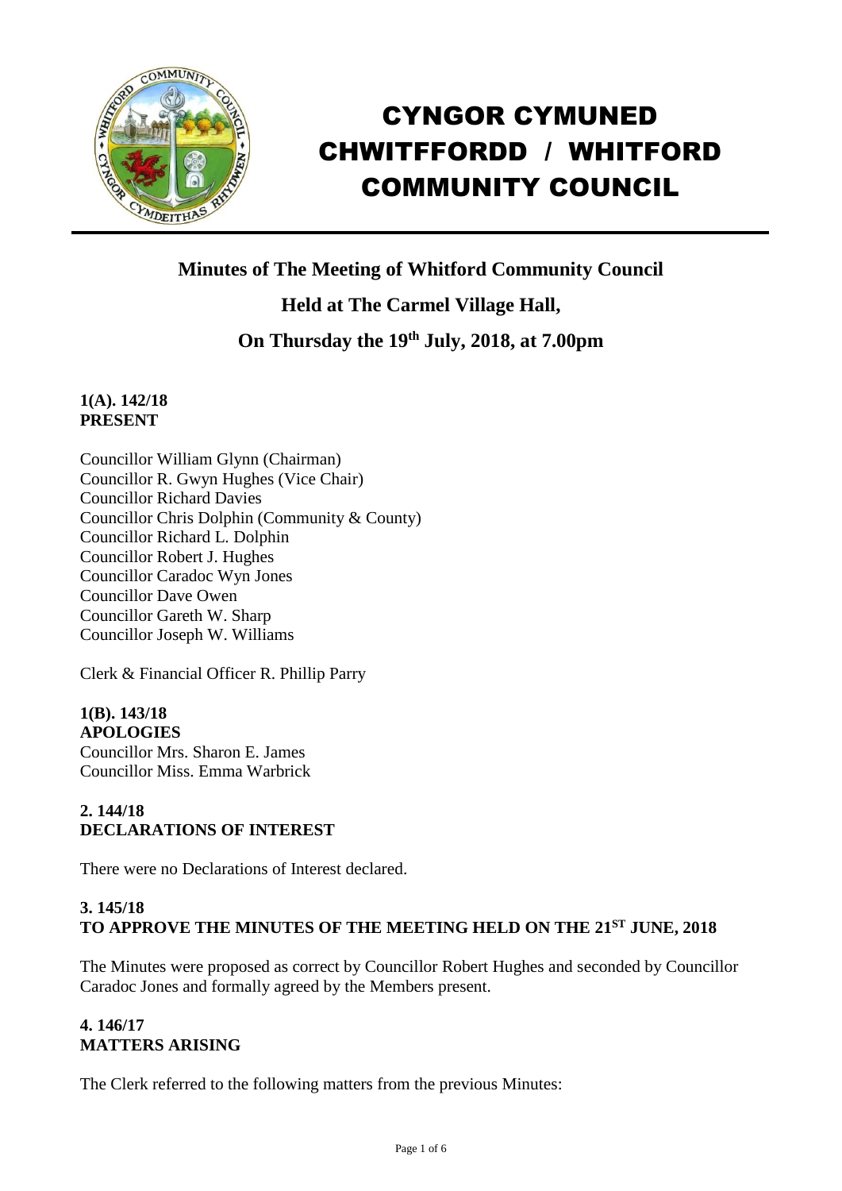# CYNGOR CYMUNED CHWITFFORDD / WHITFORD COMMUNITY COUNCIL

## Minutes of The Meeting of Whitford Community Council

## Held at The Carmel Village Hall,

## On Thursday the 19th July, 2018, at 7.00pm

**1(A). 142/18**
**PRESENT**

Councillor William Glynn (Chairman)
Councillor R. Gwyn Hughes (Vice Chair)
Councillor Richard Davies
Councillor Chris Dolphin (Community & County)
Councillor Richard L. Dolphin
Councillor Robert J. Hughes
Councillor Caradoc Wyn Jones
Councillor Dave Owen
Councillor Gareth W. Sharp
Councillor Joseph W. Williams

Clerk & Financial Officer R. Phillip Parry

**1(B). 143/18**
**APOLOGIES**
Councillor Mrs. Sharon E. James
Councillor Miss. Emma Warbrick

**2. 144/18**
**DECLARATIONS OF INTEREST**

There were no Declarations of Interest declared.

**3. 145/18**
**TO APPROVE THE MINUTES OF THE MEETING HELD ON THE 21ST JUNE, 2018**

The Minutes were proposed as correct by Councillor Robert Hughes and seconded by Councillor Caradoc Jones and formally agreed by the Members present.

**4. 146/17**
**MATTERS ARISING**

The Clerk referred to the following matters from the previous Minutes: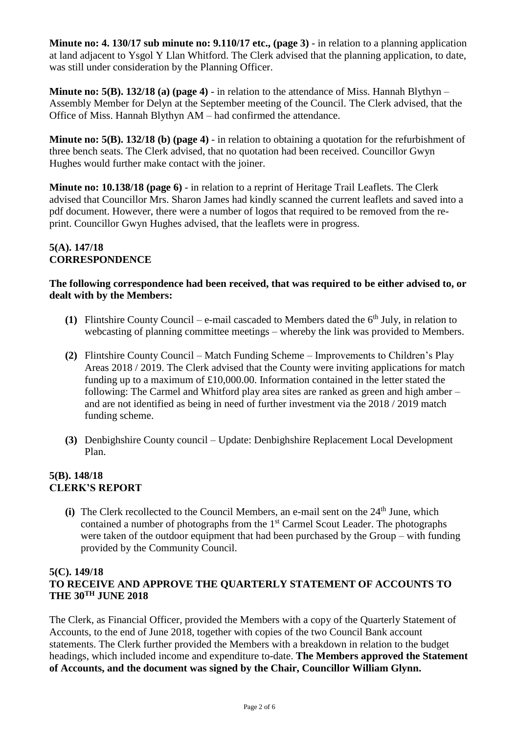**Minute no: 4. 130/17 sub minute no: 9.110/17 etc., (page 3)** - in relation to a planning application at land adjacent to Ysgol Y Llan Whitford. The Clerk advised that the planning application, to date, was still under consideration by the Planning Officer.

**Minute no: 5(B). 132/18 (a) (page 4)** - in relation to the attendance of Miss. Hannah Blythyn – Assembly Member for Delyn at the September meeting of the Council. The Clerk advised, that the Office of Miss. Hannah Blythyn AM – had confirmed the attendance.

**Minute no: 5(B). 132/18 (b) (page 4)** - in relation to obtaining a quotation for the refurbishment of three bench seats. The Clerk advised, that no quotation had been received. Councillor Gwyn Hughes would further make contact with the joiner.

**Minute no: 10.138/18 (page 6)** - in relation to a reprint of Heritage Trail Leaflets. The Clerk advised that Councillor Mrs. Sharon James had kindly scanned the current leaflets and saved into a pdf document. However, there were a number of logos that required to be removed from the re-print. Councillor Gwyn Hughes advised, that the leaflets were in progress.

**5(A). 147/18**
**CORRESPONDENCE**

**The following correspondence had been received, that was required to be either advised to, or dealt with by the Members:**

**(1)** Flintshire County Council – e-mail cascaded to Members dated the 6th July, in relation to webcasting of planning committee meetings – whereby the link was provided to Members.

**(2)** Flintshire County Council – Match Funding Scheme – Improvements to Children's Play Areas 2018 / 2019. The Clerk advised that the County were inviting applications for match funding up to a maximum of £10,000.00. Information contained in the letter stated the following: The Carmel and Whitford play area sites are ranked as green and high amber – and are not identified as being in need of further investment via the 2018 / 2019 match funding scheme.

**(3)** Denbighshire County council – Update: Denbighshire Replacement Local Development Plan.

**5(B). 148/18**
**CLERK'S REPORT**

**(i)** The Clerk recollected to the Council Members, an e-mail sent on the 24th June, which contained a number of photographs from the 1st Carmel Scout Leader. The photographs were taken of the outdoor equipment that had been purchased by the Group – with funding provided by the Community Council.

**5(C). 149/18**
**TO RECEIVE AND APPROVE THE QUARTERLY STATEMENT OF ACCOUNTS TO THE 30TH JUNE 2018**

The Clerk, as Financial Officer, provided the Members with a copy of the Quarterly Statement of Accounts, to the end of June 2018, together with copies of the two Council Bank account statements. The Clerk further provided the Members with a breakdown in relation to the budget headings, which included income and expenditure to-date. **The Members approved the Statement of Accounts, and the document was signed by the Chair, Councillor William Glynn.**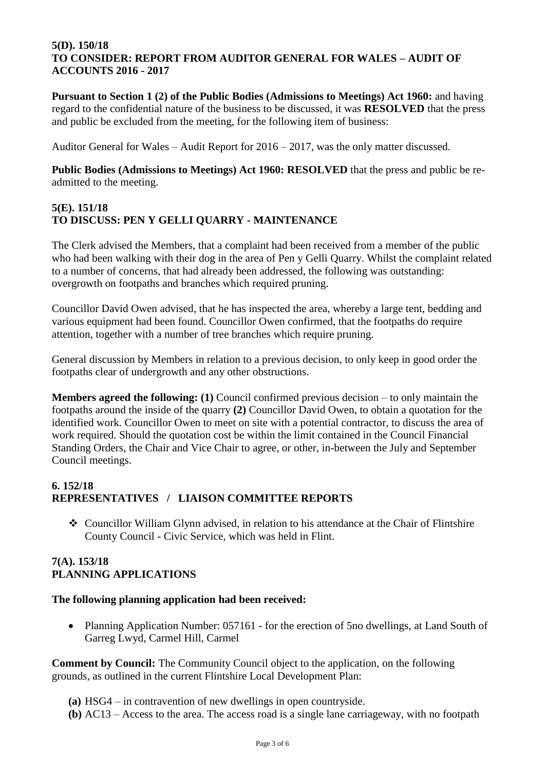**5(D). 150/18**
**TO CONSIDER: REPORT FROM AUDITOR GENERAL FOR WALES – AUDIT OF ACCOUNTS 2016 - 2017**

**Pursuant to Section 1 (2) of the Public Bodies (Admissions to Meetings) Act 1960:** and having regard to the confidential nature of the business to be discussed, it was **RESOLVED** that the press and public be excluded from the meeting, for the following item of business:

Auditor General for Wales – Audit Report for 2016 – 2017, was the only matter discussed.

**Public Bodies (Admissions to Meetings) Act 1960: RESOLVED** that the press and public be re-admitted to the meeting.

**5(E). 151/18**
**TO DISCUSS: PEN Y GELLI QUARRY - MAINTENANCE**

The Clerk advised the Members, that a complaint had been received from a member of the public who had been walking with their dog in the area of Pen y Gelli Quarry. Whilst the complaint related to a number of concerns, that had already been addressed, the following was outstanding: overgrowth on footpaths and branches which required pruning.

Councillor David Owen advised, that he has inspected the area, whereby a large tent, bedding and various equipment had been found. Councillor Owen confirmed, that the footpaths do require attention, together with a number of tree branches which require pruning.

General discussion by Members in relation to a previous decision, to only keep in good order the footpaths clear of undergrowth and any other obstructions.

**Members agreed the following: (1)** Council confirmed previous decision – to only maintain the footpaths around the inside of the quarry **(2)** Councillor David Owen, to obtain a quotation for the identified work. Councillor Owen to meet on site with a potential contractor, to discuss the area of work required. Should the quotation cost be within the limit contained in the Council Financial Standing Orders, the Chair and Vice Chair to agree, or other, in-between the July and September Council meetings.

**6. 152/18**
**REPRESENTATIVES / LIAISON COMMITTEE REPORTS**

- Councillor William Glynn advised, in relation to his attendance at the Chair of Flintshire County Council - Civic Service, which was held in Flint.

**7(A). 153/18**
**PLANNING APPLICATIONS**

**The following planning application had been received:**

- Planning Application Number: 057161 - for the erection of 5no dwellings, at Land South of Garreg Lwyd, Carmel Hill, Carmel

**Comment by Council:** The Community Council object to the application, on the following grounds, as outlined in the current Flintshire Local Development Plan:

**(a)** HSG4 – in contravention of new dwellings in open countryside.
**(b)** AC13 – Access to the area. The access road is a single lane carriageway, with no footpath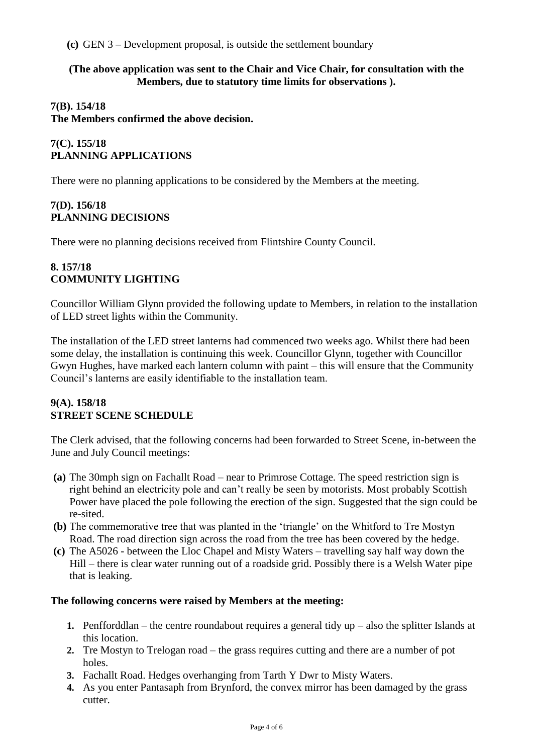**(c)** GEN 3 – Development proposal, is outside the settlement boundary

**(The above application was sent to the Chair and Vice Chair, for consultation with the Members, due to statutory time limits for observations ).**

**7(B). 154/18**
**The Members confirmed the above decision.**

**7(C). 155/18**
**PLANNING APPLICATIONS**

There were no planning applications to be considered by the Members at the meeting.

**7(D). 156/18**
**PLANNING DECISIONS**

There were no planning decisions received from Flintshire County Council.

**8. 157/18**
**COMMUNITY LIGHTING**

Councillor William Glynn provided the following update to Members, in relation to the installation of LED street lights within the Community.

The installation of the LED street lanterns had commenced two weeks ago. Whilst there had been some delay, the installation is continuing this week. Councillor Glynn, together with Councillor Gwyn Hughes, have marked each lantern column with paint – this will ensure that the Community Council's lanterns are easily identifiable to the installation team.

**9(A). 158/18**
**STREET SCENE SCHEDULE**

The Clerk advised, that the following concerns had been forwarded to Street Scene, in-between the June and July Council meetings:

- **(a)** The 30mph sign on Fachallt Road – near to Primrose Cottage. The speed restriction sign is right behind an electricity pole and can't really be seen by motorists. Most probably Scottish Power have placed the pole following the erection of the sign. Suggested that the sign could be re-sited.
- **(b)** The commemorative tree that was planted in the 'triangle' on the Whitford to Tre Mostyn Road. The road direction sign across the road from the tree has been covered by the hedge.
- **(c)** The A5026 - between the Lloc Chapel and Misty Waters – travelling say half way down the Hill – there is clear water running out of a roadside grid. Possibly there is a Welsh Water pipe that is leaking.

**The following concerns were raised by Members at the meeting:**

1. Penfforddlan – the centre roundabout requires a general tidy up – also the splitter Islands at this location.
2. Tre Mostyn to Trelogan road – the grass requires cutting and there are a number of pot holes.
3. Fachallt Road. Hedges overhanging from Tarth Y Dwr to Misty Waters.
4. As you enter Pantasaph from Brynford, the convex mirror has been damaged by the grass cutter.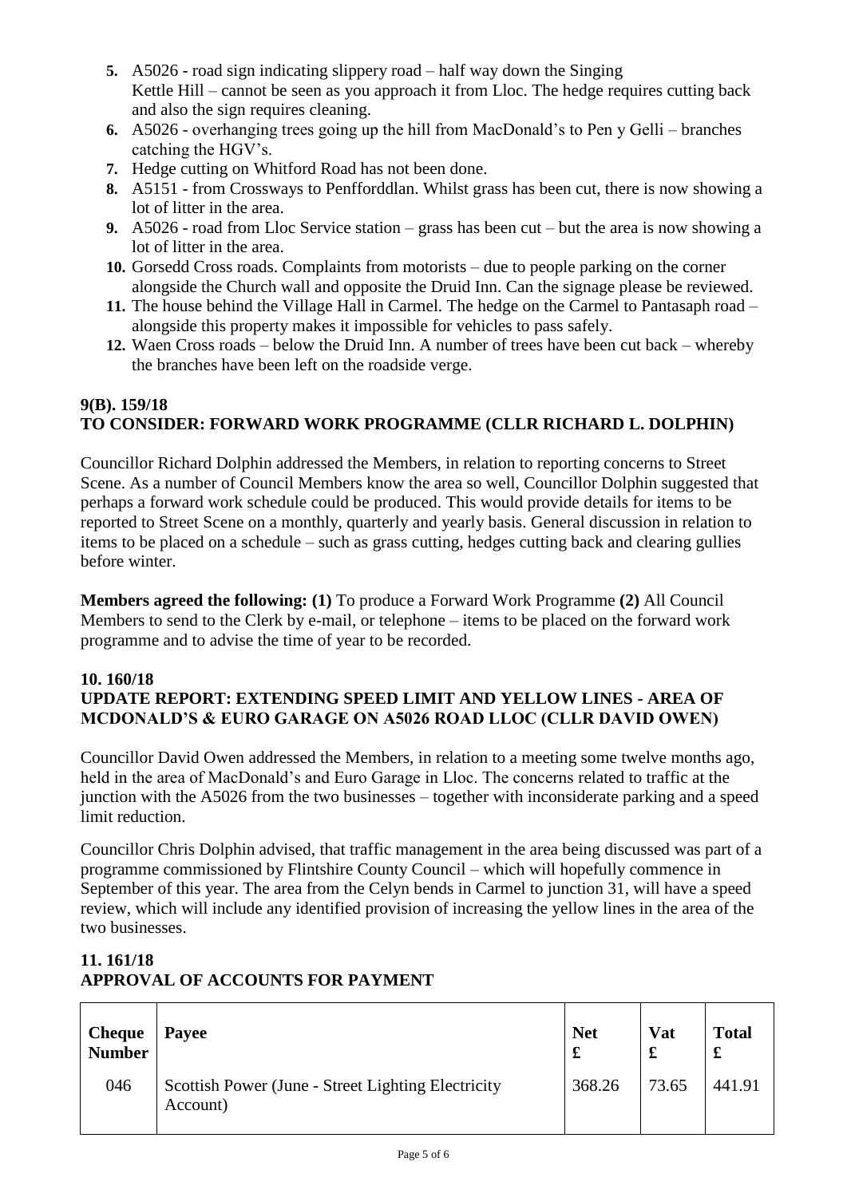5. A5026 - road sign indicating slippery road – half way down the Singing Kettle Hill – cannot be seen as you approach it from Lloc. The hedge requires cutting back and also the sign requires cleaning.
6. A5026 - overhanging trees going up the hill from MacDonald's to Pen y Gelli – branches catching the HGV's.
7. Hedge cutting on Whitford Road has not been done.
8. A5151 - from Crossways to Penfforddlan. Whilst grass has been cut, there is now showing a lot of litter in the area.
9. A5026 - road from Lloc Service station – grass has been cut – but the area is now showing a lot of litter in the area.
10. Gorsedd Cross roads. Complaints from motorists – due to people parking on the corner alongside the Church wall and opposite the Druid Inn. Can the signage please be reviewed.
11. The house behind the Village Hall in Carmel. The hedge on the Carmel to Pantasaph road – alongside this property makes it impossible for vehicles to pass safely.
12. Waen Cross roads – below the Druid Inn. A number of trees have been cut back – whereby the branches have been left on the roadside verge.

## 9(B). 159/18
## TO CONSIDER: FORWARD WORK PROGRAMME (CLLR RICHARD L. DOLPHIN)

Councillor Richard Dolphin addressed the Members, in relation to reporting concerns to Street Scene. As a number of Council Members know the area so well, Councillor Dolphin suggested that perhaps a forward work schedule could be produced. This would provide details for items to be reported to Street Scene on a monthly, quarterly and yearly basis. General discussion in relation to items to be placed on a schedule – such as grass cutting, hedges cutting back and clearing gullies before winter.

**Members agreed the following: (1)** To produce a Forward Work Programme **(2)** All Council Members to send to the Clerk by e-mail, or telephone – items to be placed on the forward work programme and to advise the time of year to be recorded.

## 10. 160/18
## UPDATE REPORT: EXTENDING SPEED LIMIT AND YELLOW LINES - AREA OF MCDONALD'S & EURO GARAGE ON A5026 ROAD LLOC (CLLR DAVID OWEN)

Councillor David Owen addressed the Members, in relation to a meeting some twelve months ago, held in the area of MacDonald's and Euro Garage in Lloc. The concerns related to traffic at the junction with the A5026 from the two businesses – together with inconsiderate parking and a speed limit reduction.

Councillor Chris Dolphin advised, that traffic management in the area being discussed was part of a programme commissioned by Flintshire County Council – which will hopefully commence in September of this year. The area from the Celyn bends in Carmel to junction 31, will have a speed review, which will include any identified provision of increasing the yellow lines in the area of the two businesses.

## 11. 161/18
## APPROVAL OF ACCOUNTS FOR PAYMENT

| Cheque Number | Payee | Net £ | Vat £ | Total £ |
|---|---|---|---|---|
| 046 | Scottish Power (June - Street Lighting Electricity Account) | 368.26 | 73.65 | 441.91 |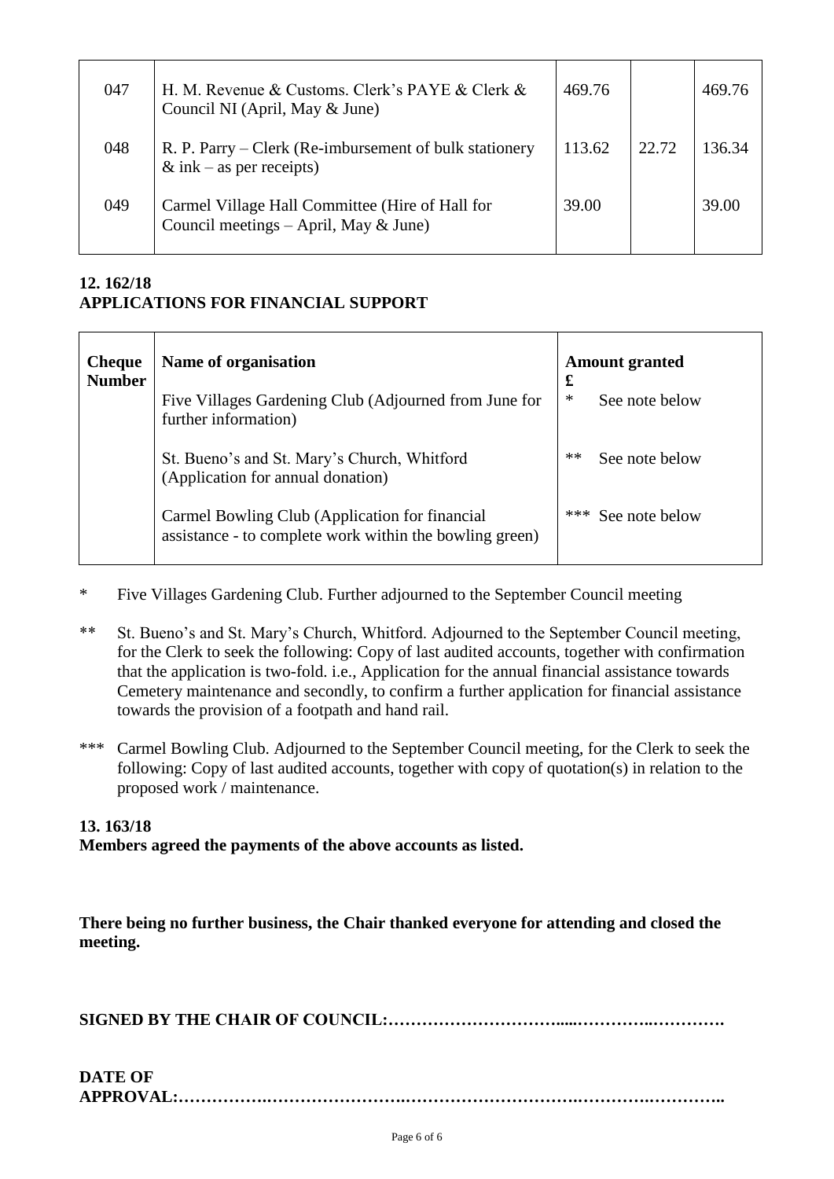| | | | | |
|---|---|---|---|---|
| 047 | H. M. Revenue & Customs. Clerk's PAYE & Clerk & Council NI (April, May & June) | 469.76 | | 469.76 |
| 048 | R. P. Parry – Clerk (Re-imbursement of bulk stationery & ink – as per receipts) | 113.62 | 22.72 | 136.34 |
| 049 | Carmel Village Hall Committee (Hire of Hall for Council meetings – April, May & June) | 39.00 | | 39.00 |

**12. 162/18**
**APPLICATIONS FOR FINANCIAL SUPPORT**

| Cheque Number | Name of organisation | Amount granted £ |
|---|---|---|
| | Five Villages Gardening Club (Adjourned from June for further information) | * See note below |
| | St. Bueno's and St. Mary's Church, Whitford (Application for annual donation) | ** See note below |
| | Carmel Bowling Club (Application for financial assistance - to complete work within the bowling green) | *** See note below |

\* Five Villages Gardening Club. Further adjourned to the September Council meeting

\*\* St. Bueno's and St. Mary's Church, Whitford. Adjourned to the September Council meeting, for the Clerk to seek the following: Copy of last audited accounts, together with confirmation that the application is two-fold. i.e., Application for the annual financial assistance towards Cemetery maintenance and secondly, to confirm a further application for financial assistance towards the provision of a footpath and hand rail.

\*\*\* Carmel Bowling Club. Adjourned to the September Council meeting, for the Clerk to seek the following: Copy of last audited accounts, together with copy of quotation(s) in relation to the proposed work / maintenance.

**13. 163/18**
**Members agreed the payments of the above accounts as listed.**

**There being no further business, the Chair thanked everyone for attending and closed the meeting.**

**SIGNED BY THE CHAIR OF COUNCIL:…………………………....………….………….**

**DATE OF APPROVAL:…………….………………….……………………….……….………..**